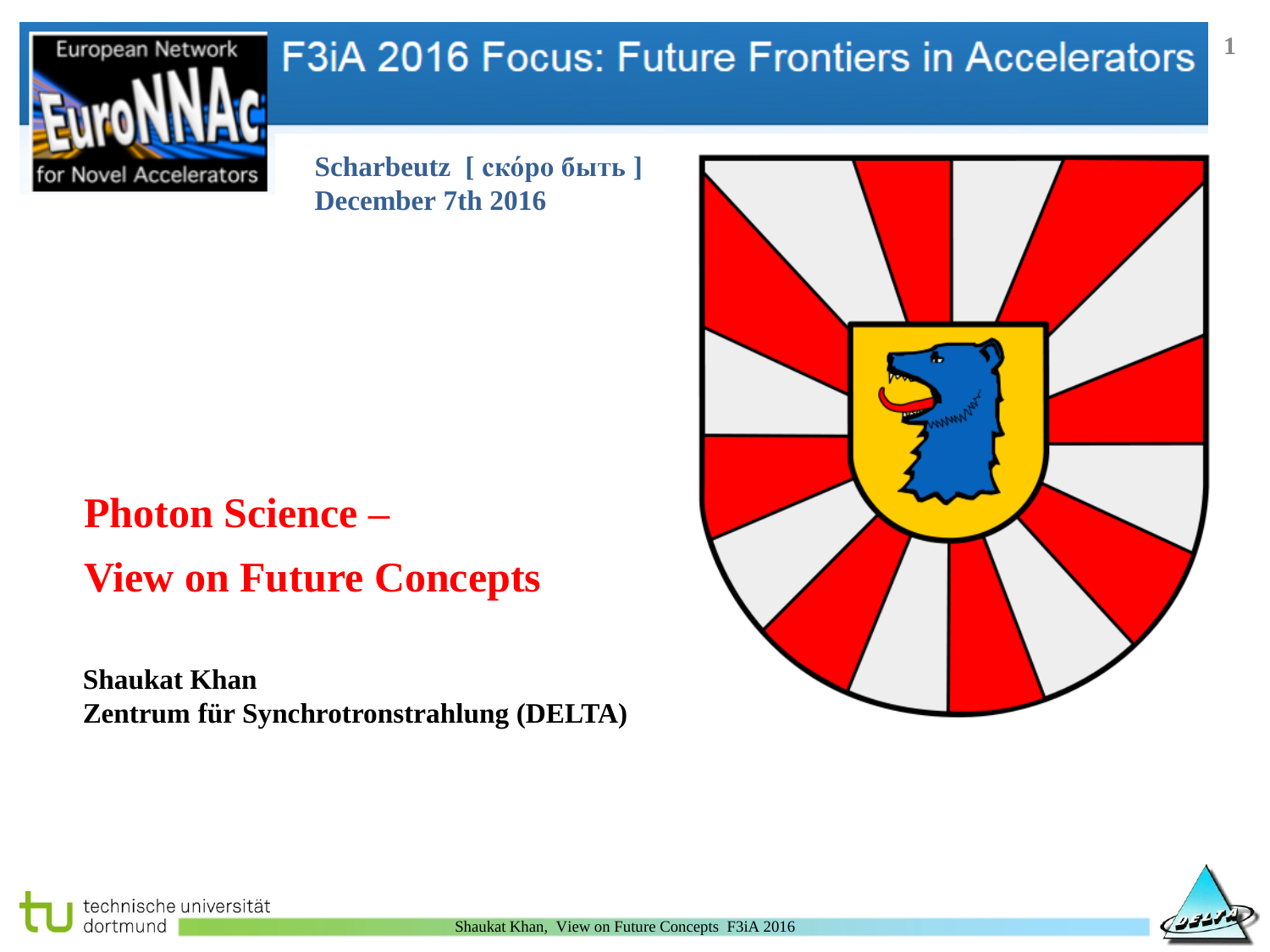# F3iA 2016 Focus: Future Frontiers in Accelerators

European Network for Novel Accelerators (EuroNNAc)

**Scharbeutz [ скóро быть ]**
**December 7th 2016**

# Photon Science –
# View on Future Concepts

**Shaukat Khan**
**Zentrum für Synchrotronstrahlung (DELTA)**

technische universität dortmund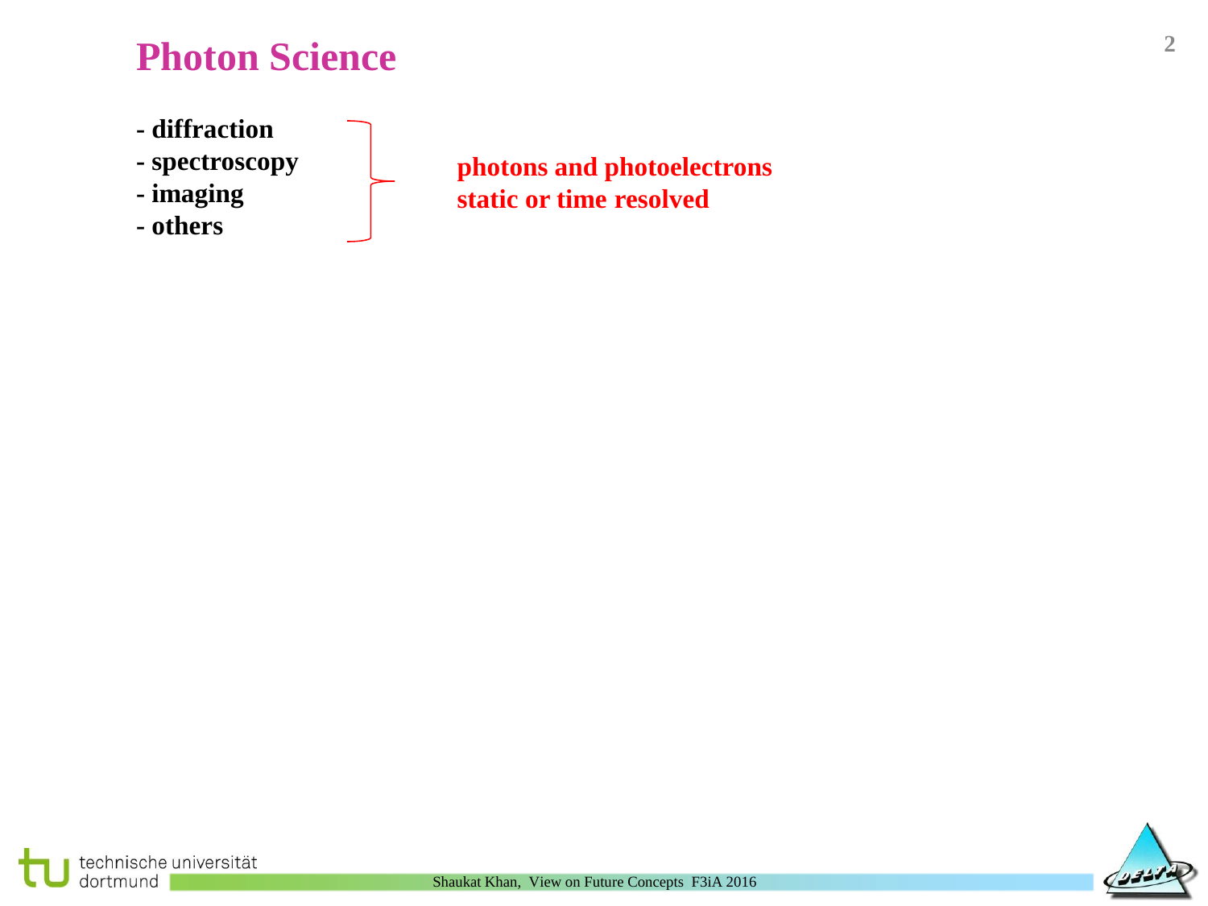# Photon Science

- diffraction
- spectroscopy
- imaging
- others

**photons and photoelectrons**
**static or time resolved**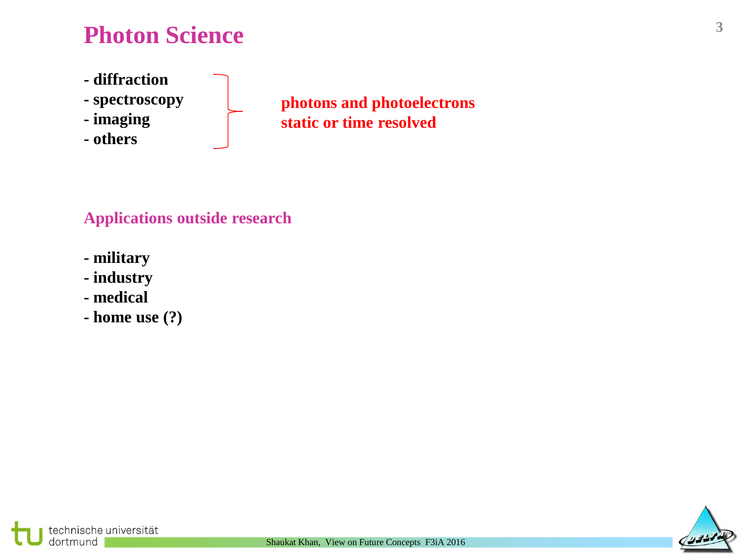# Photon Science

- diffraction
- spectroscopy
- imaging
- others

**photons and photoelectrons**
**static or time resolved**

## Applications outside research

- military
- industry
- medical
- home use (?)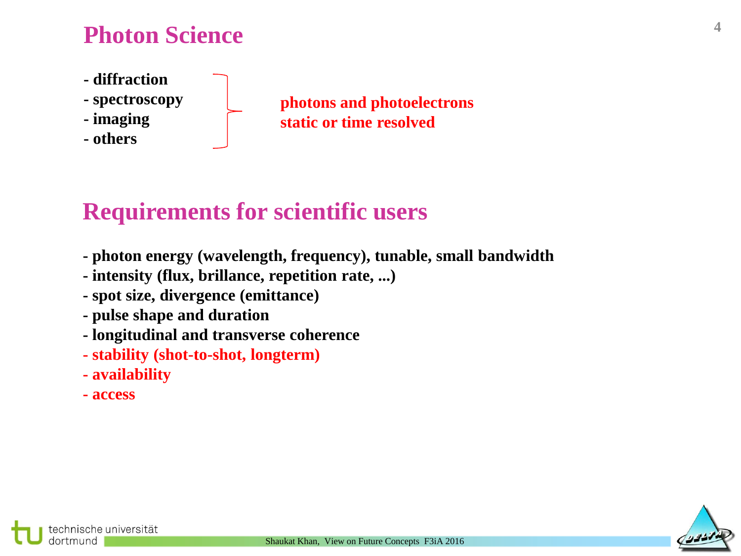# Photon Science

- diffraction
- spectroscopy
- imaging
- others

**photons and photoelectrons**
**static or time resolved**

# Requirements for scientific users

- photon energy (wavelength, frequency), tunable, small bandwidth
- intensity (flux, brillance, repetition rate, ...)
- spot size, divergence (emittance)
- pulse shape and duration
- longitudinal and transverse coherence
- stability (shot-to-shot, longterm)
- availability
- access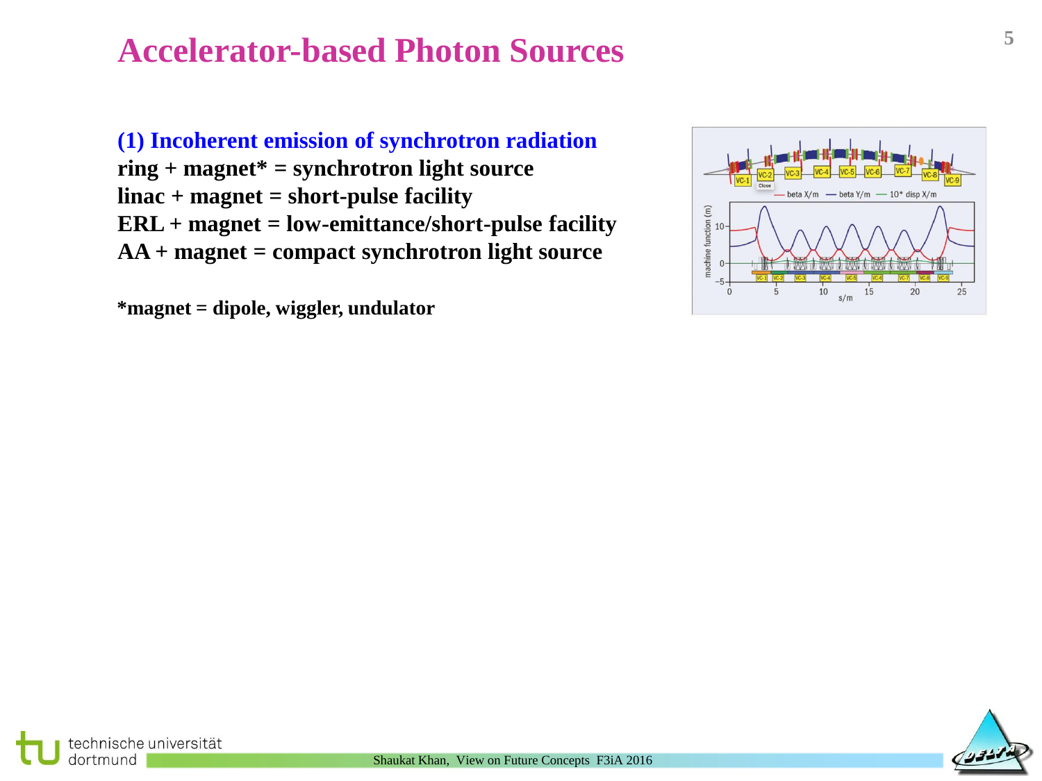# Accelerator-based Photon Sources

**(1) Incoherent emission of synchrotron radiation**

**ring + magnet* = synchrotron light source**

**linac + magnet = short-pulse facility**

**ERL + magnet = low-emittance/short-pulse facility**

**AA + magnet = compact synchrotron light source**

***magnet = dipole, wiggler, undulator**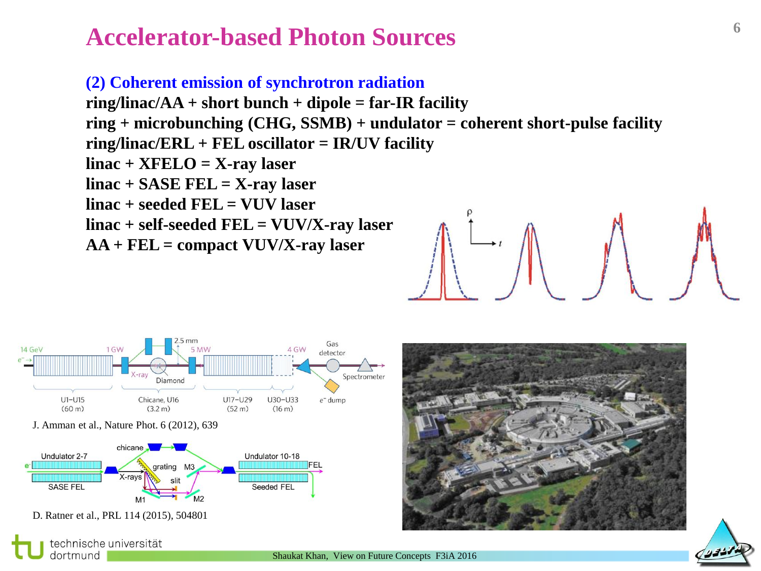# Accelerator-based Photon Sources

## (2) Coherent emission of synchrotron radiation

**ring/linac/AA + short bunch + dipole = far-IR facility**
**ring + microbunching (CHG, SSMB) + undulator = coherent short-pulse facility**
**ring/linac/ERL + FEL oscillator = IR/UV facility**
**linac + XFELO = X-ray laser**
**linac + SASE FEL = X-ray laser**
**linac + seeded FEL = VUV laser**
**linac + self-seeded FEL = VUV/X-ray laser**
**AA + FEL = compact VUV/X-ray laser**

J. Amman et al., Nature Phot. 6 (2012), 639

D. Ratner et al., PRL 114 (2015), 504801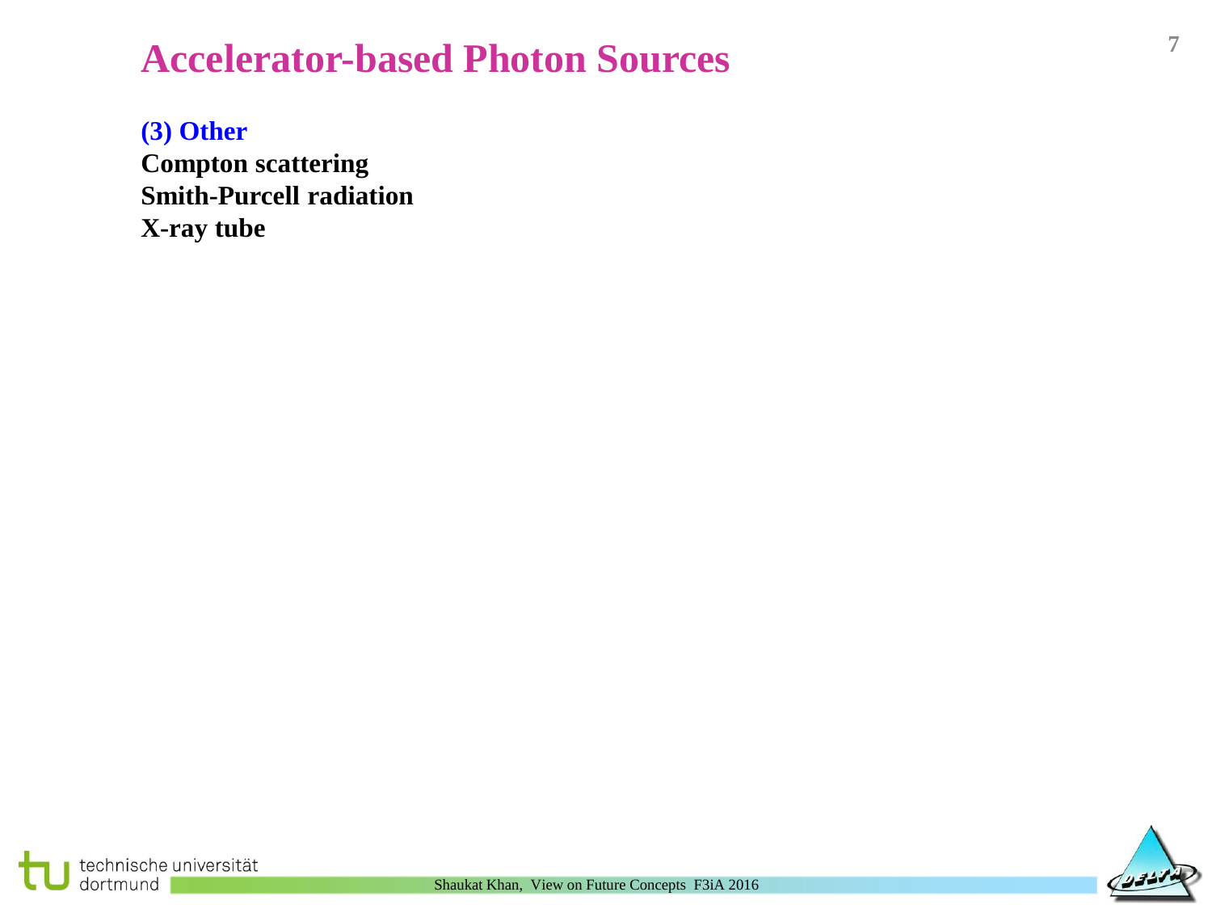# Accelerator-based Photon Sources

## (3) Other

**Compton scattering**
**Smith-Purcell radiation**
**X-ray tube**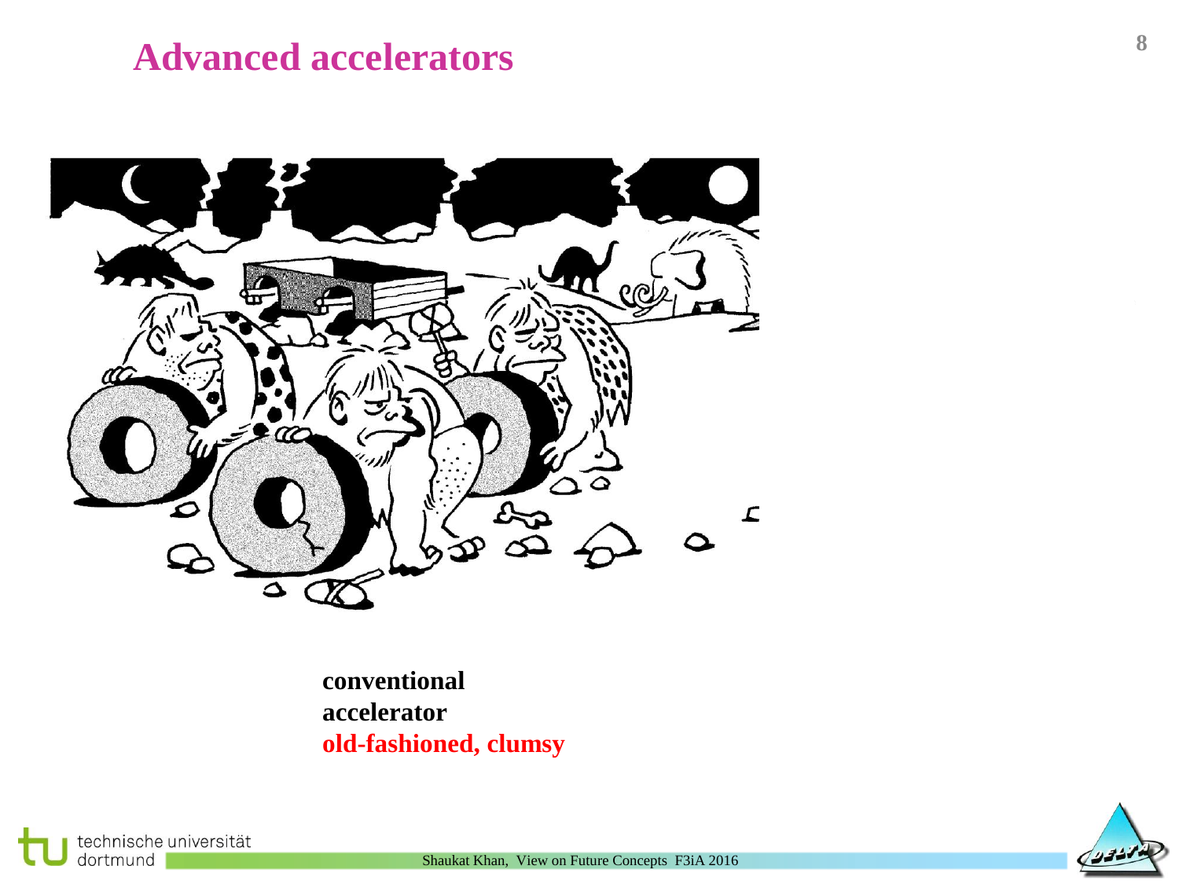# Advanced accelerators

**conventional**
**accelerator**
**old-fashioned, clumsy**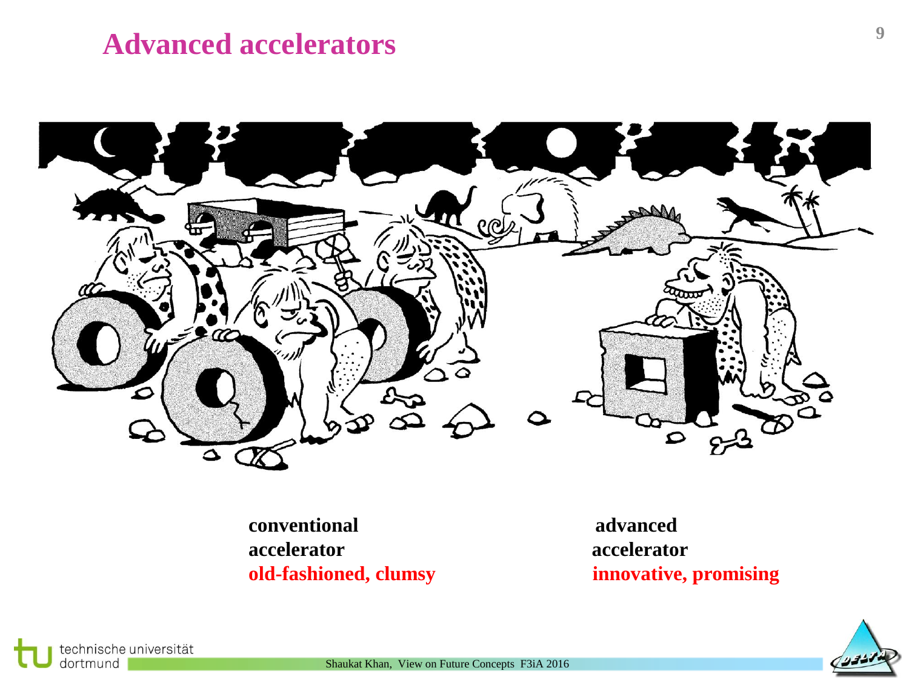# Advanced accelerators

**conventional accelerator**
**old-fashioned, clumsy**

**advanced accelerator**
**innovative, promising**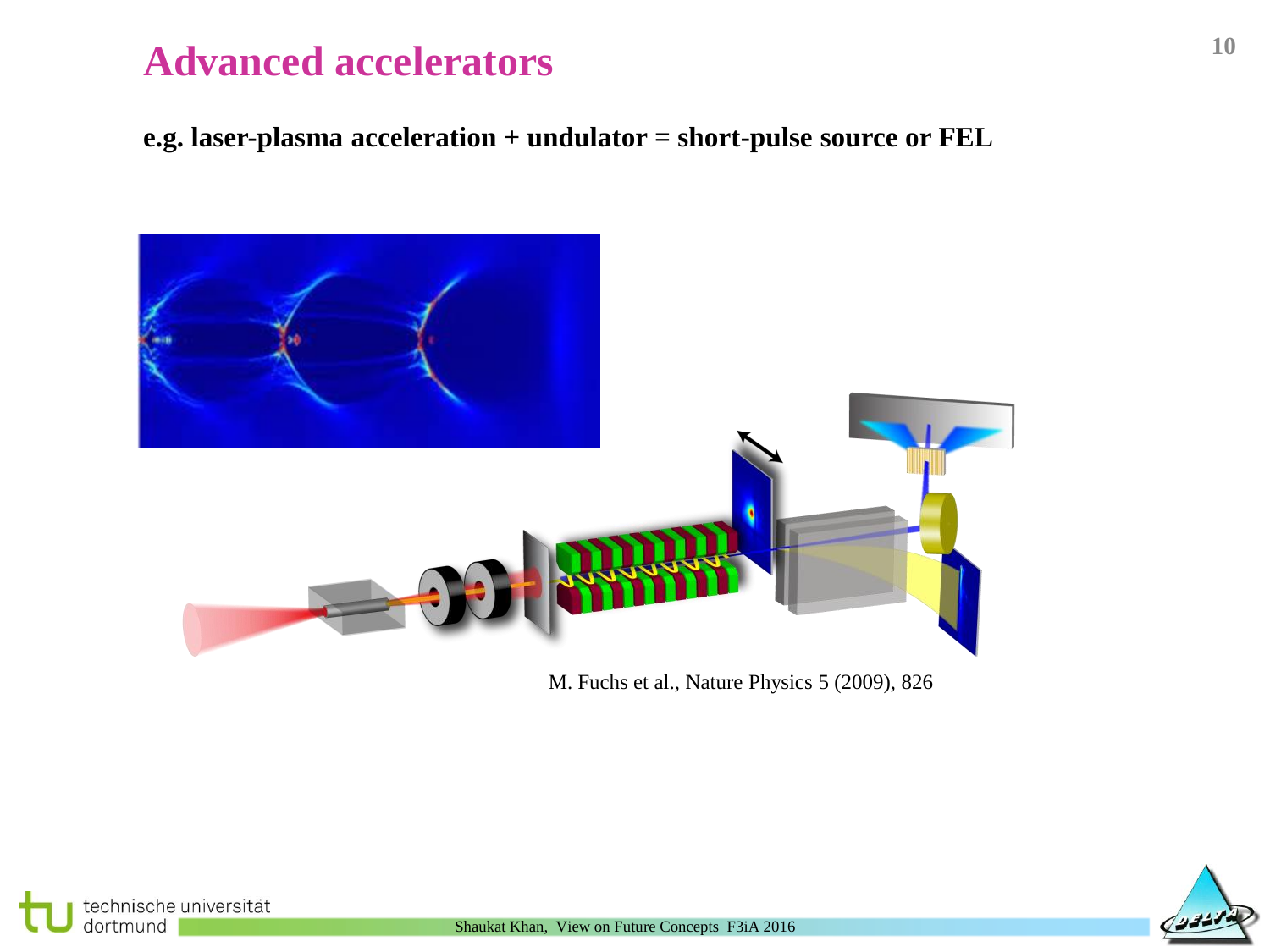# Advanced accelerators

**e.g. laser-plasma acceleration + undulator = short-pulse source or FEL**

M. Fuchs et al., Nature Physics 5 (2009), 826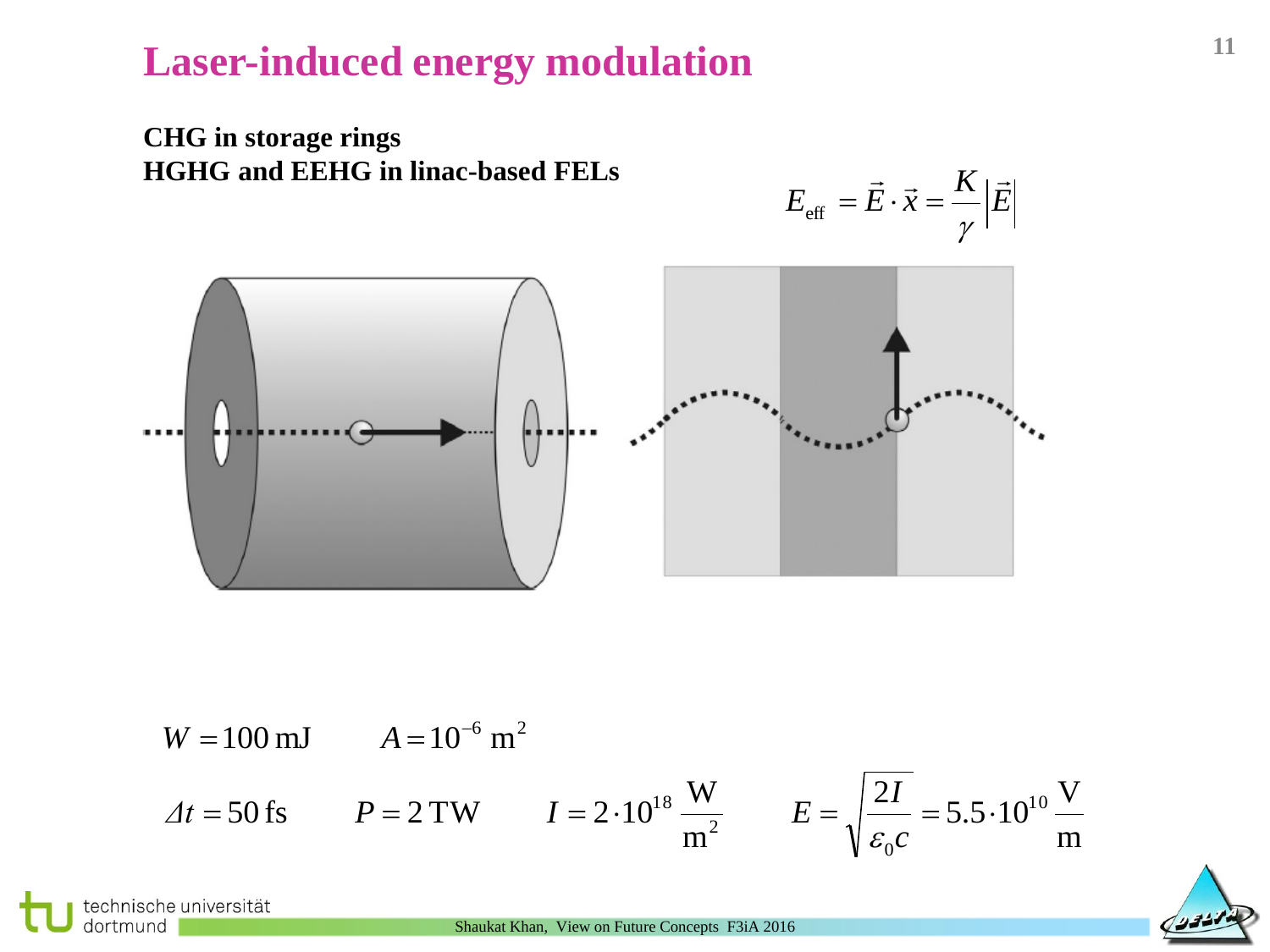# Laser-induced energy modulation

**CHG in storage rings**
**HGHG and EEHG in linac-based FELs**

$$E_{\mathrm{eff}} = \vec{E} \cdot \vec{x} = \frac{K}{\gamma} \left| \vec{E} \right|$$

$W = 100\,\mathrm{mJ}$ $\quad A = 10^{-6}\,\mathrm{m}^2$

$\Delta t = 50\,\mathrm{fs}$ $\quad P = 2\,\mathrm{TW}$ $\quad I = 2 \cdot 10^{18}\,\frac{\mathrm{W}}{\mathrm{m}^2}$ $\quad E = \sqrt{\frac{2I}{\varepsilon_0 c}} = 5.5 \cdot 10^{10}\,\frac{\mathrm{V}}{\mathrm{m}}$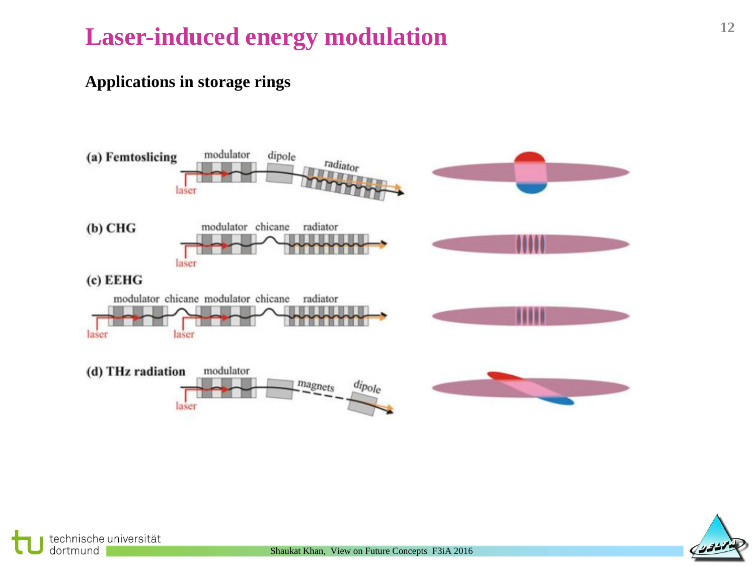# Laser-induced energy modulation

**Applications in storage rings**

(a) Femtoslicing — modulator, dipole, radiator, laser

(b) CHG — modulator, chicane, radiator, laser

(c) EEHG — modulator, chicane, modulator, chicane, radiator, laser, laser

(d) THz radiation — modulator, magnets, dipole, laser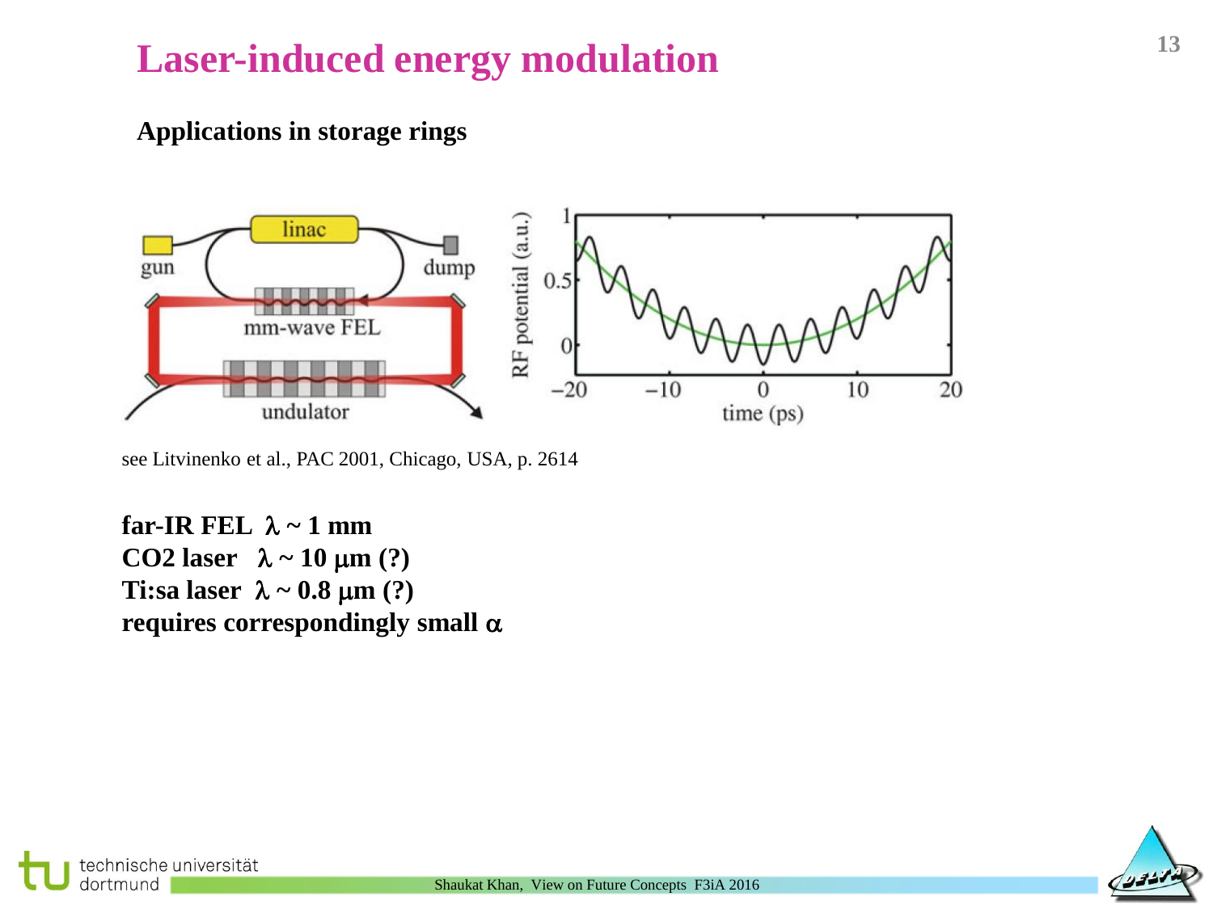# Laser-induced energy modulation

**Applications in storage rings**

see Litvinenko et al., PAC 2001, Chicago, USA, p. 2614

**far-IR FEL $\lambda \sim 1$ mm**
**CO2 laser $\lambda \sim 10$ μm (?)**
**Ti:sa laser $\lambda \sim 0.8$ μm (?)**
**requires correspondingly small $\alpha$**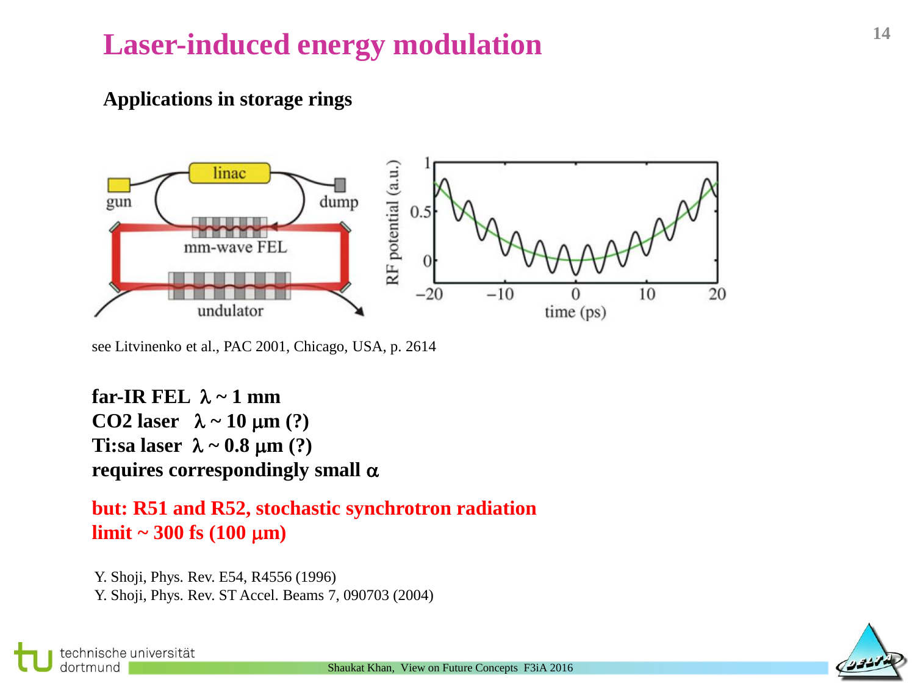# Laser-induced energy modulation

**Applications in storage rings**

see Litvinenko et al., PAC 2001, Chicago, USA, p. 2614

**far-IR FEL $\lambda \sim 1$ mm**
**CO2 laser $\lambda \sim 10$ $\mu$m (?)**
**Ti:sa laser $\lambda \sim 0.8$ $\mu$m (?)**
**requires correspondingly small $\alpha$**

**but: R51 and R52, stochastic synchrotron radiation limit ~ 300 fs (100 $\mu$m)**

Y. Shoji, Phys. Rev. E54, R4556 (1996)
Y. Shoji, Phys. Rev. ST Accel. Beams 7, 090703 (2004)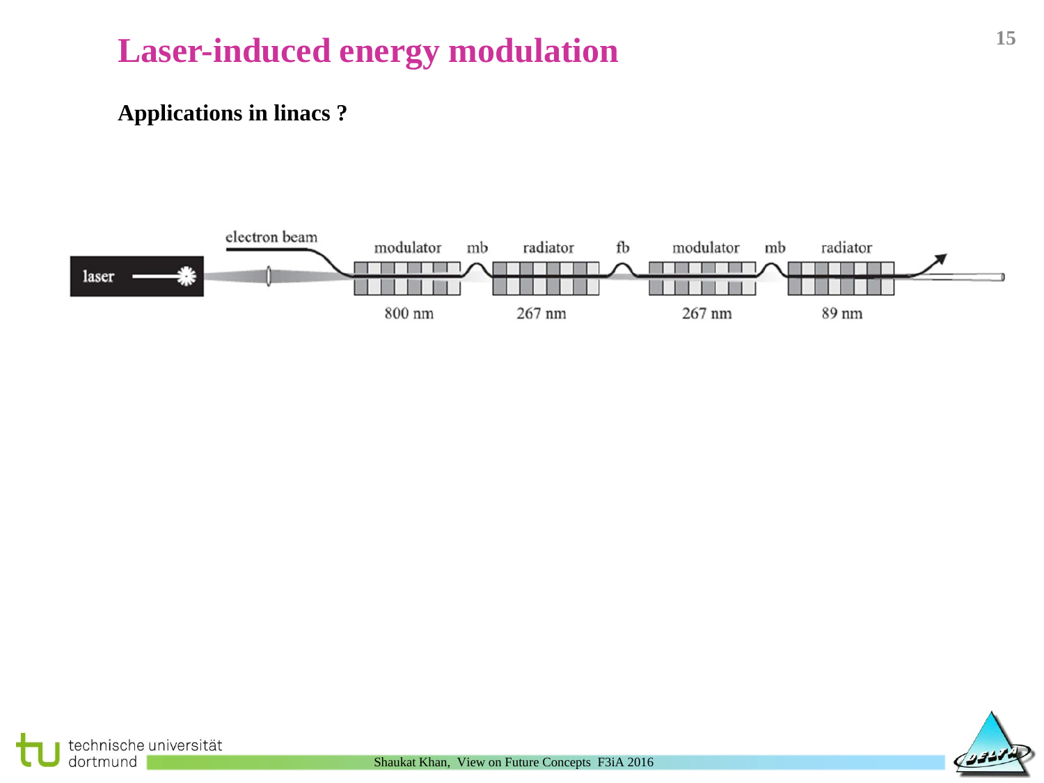# Laser-induced energy modulation

**Applications in linacs ?**

laser | electron beam | modulator | mb | radiator | fb | modulator | mb | radiator

800 nm | 267 nm | 267 nm | 89 nm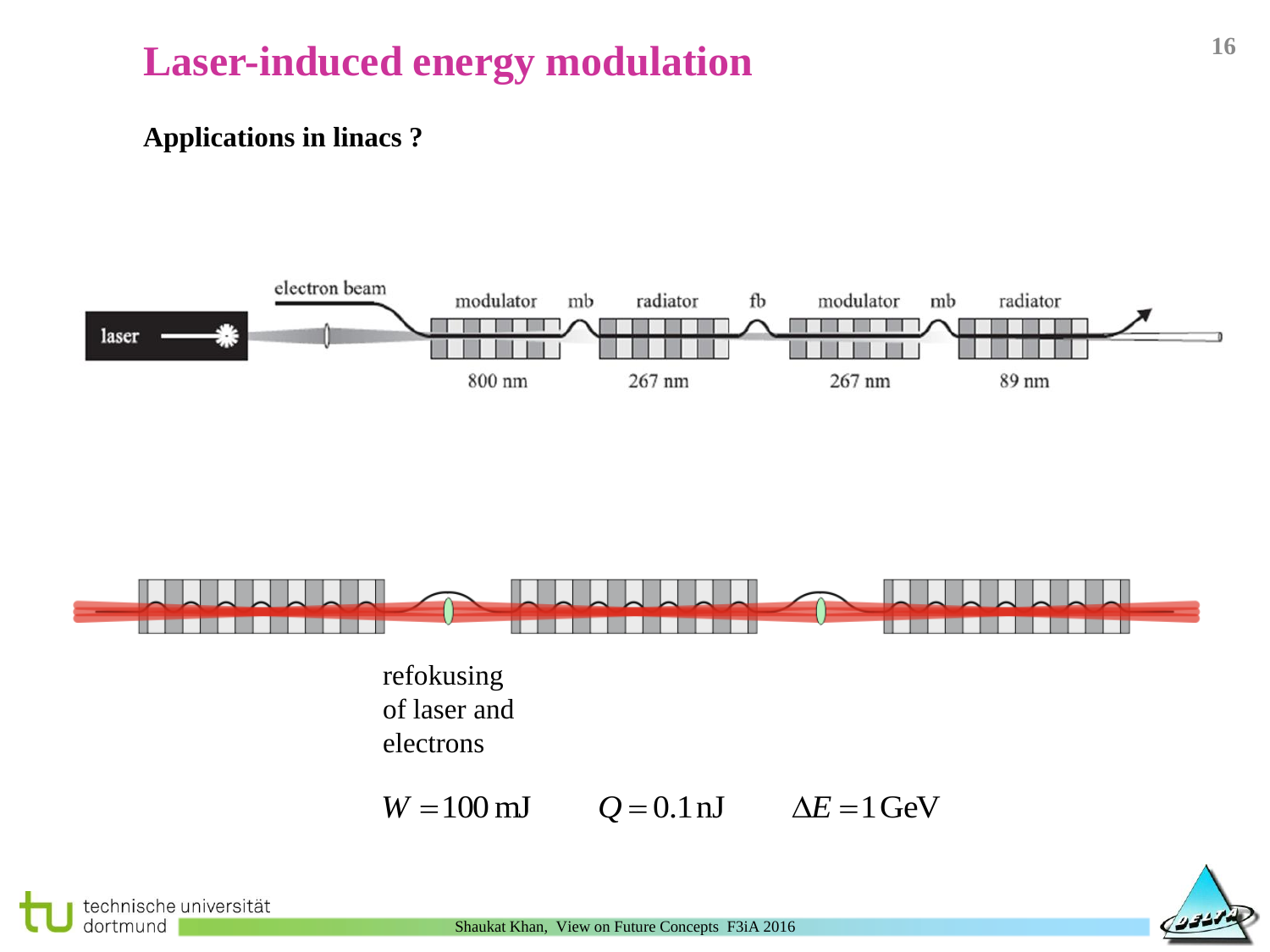# Laser-induced energy modulation

**Applications in linacs ?**

electron beam

laser

modulator mb radiator fb modulator mb radiator

800 nm 267 nm 267 nm 89 nm

refokusing of laser and electrons

$W = 100\,\text{mJ}$ $Q = 0.1\,\text{nJ}$ $\Delta E = 1\,\text{GeV}$